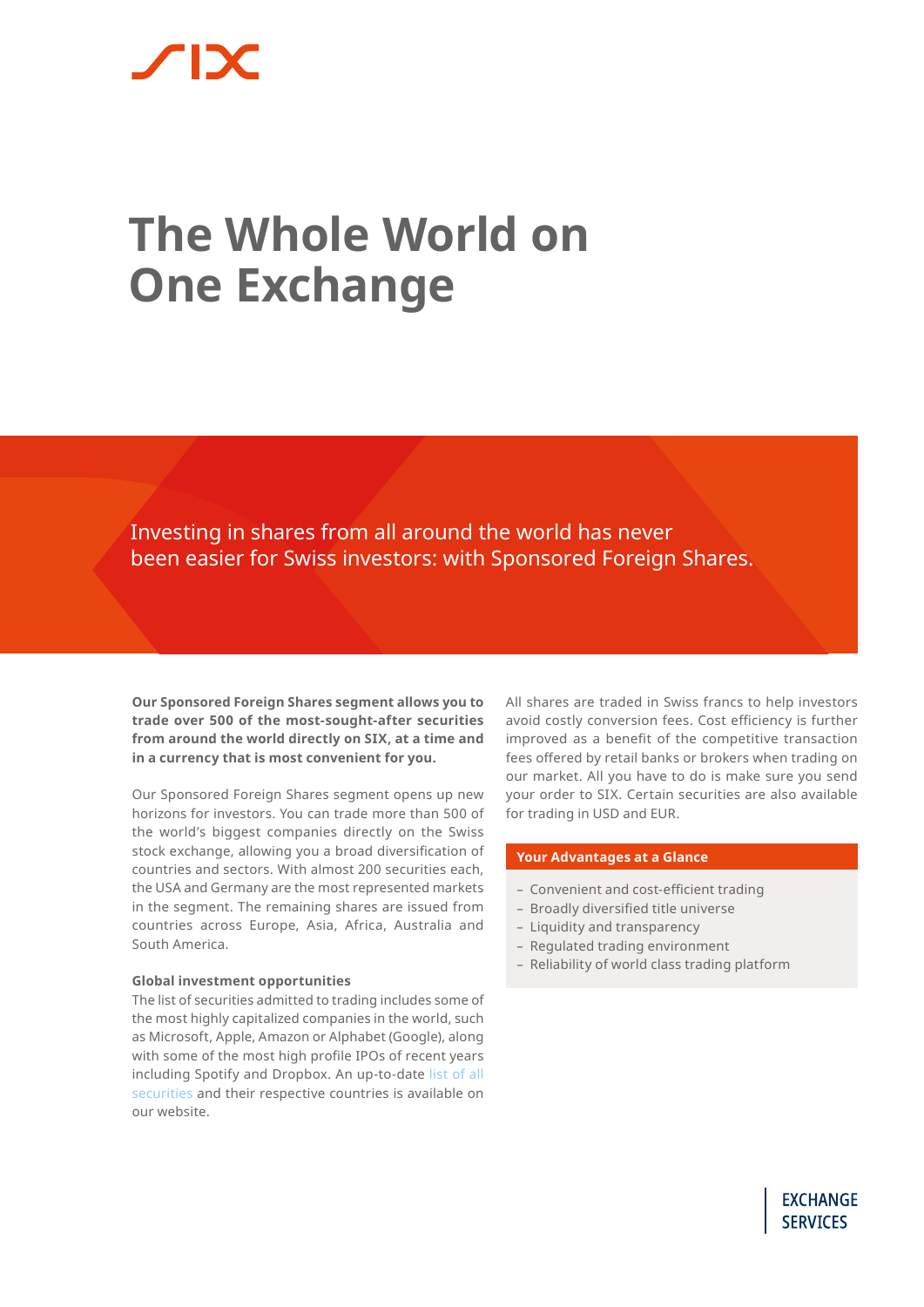# The Whole World on One Exchange

Investing in shares from all around the world has never been easier for Swiss investors: with Sponsored Foreign Shares.

**Our Sponsored Foreign Shares segment allows you to trade over 500 of the most-sought-after securities from around the world directly on SIX, at a time and in a currency that is most convenient for you.**

Our Sponsored Foreign Shares segment opens up new horizons for investors. You can trade more than 500 of the world's biggest companies directly on the Swiss stock exchange, allowing you a broad diversification of countries and sectors. With almost 200 securities each, the USA and Germany are the most represented markets in the segment. The remaining shares are issued from countries across Europe, Asia, Africa, Australia and South America.

### Global investment opportunities

The list of securities admitted to trading includes some of the most highly capitalized companies in the world, such as Microsoft, Apple, Amazon or Alphabet (Google), along with some of the most high profile IPOs of recent years including Spotify and Dropbox. An up-to-date list of all securities and their respective countries is available on our website.

All shares are traded in Swiss francs to help investors avoid costly conversion fees. Cost efficiency is further improved as a benefit of the competitive transaction fees offered by retail banks or brokers when trading on our market. All you have to do is make sure you send your order to SIX. Certain securities are also available for trading in USD and EUR.

### Your Advantages at a Glance

- Convenient and cost-efficient trading
- Broadly diversified title universe
- Liquidity and transparency
- Regulated trading environment
- Reliability of world class trading platform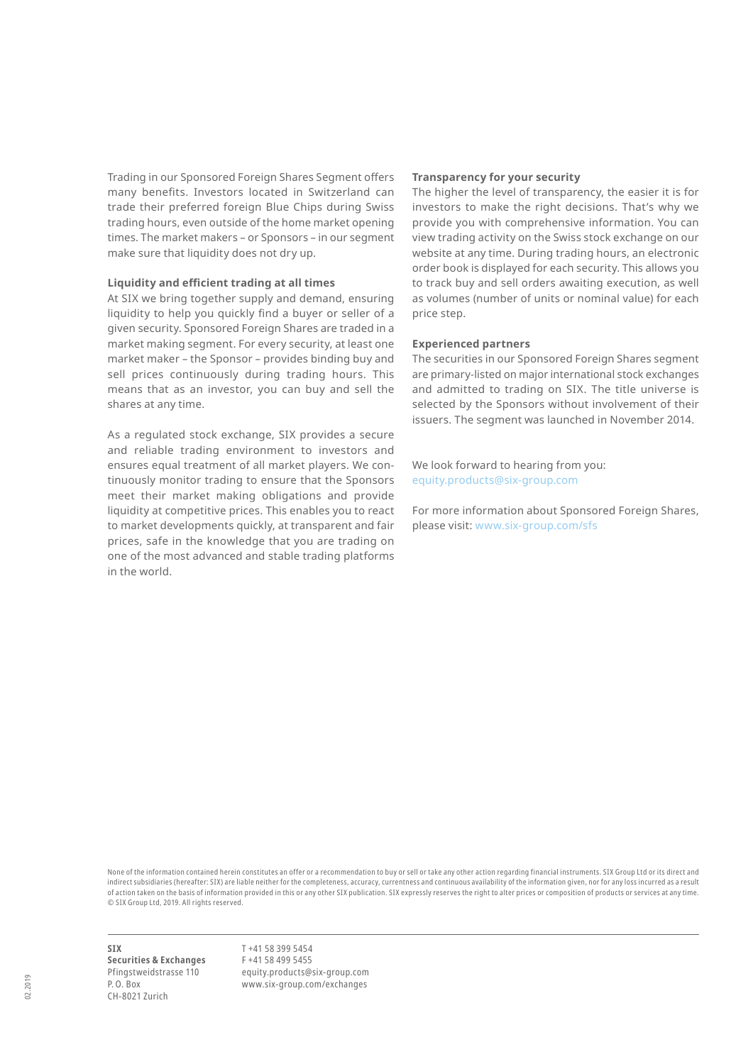Trading in our Sponsored Foreign Shares Segment offers many benefits. Investors located in Switzerland can trade their preferred foreign Blue Chips during Swiss trading hours, even outside of the home market opening times. The market makers – or Sponsors – in our segment make sure that liquidity does not dry up.

**Liquidity and efficient trading at all times**

At SIX we bring together supply and demand, ensuring liquidity to help you quickly find a buyer or seller of a given security. Sponsored Foreign Shares are traded in a market making segment. For every security, at least one market maker – the Sponsor – provides binding buy and sell prices continuously during trading hours. This means that as an investor, you can buy and sell the shares at any time.

As a regulated stock exchange, SIX provides a secure and reliable trading environment to investors and ensures equal treatment of all market players. We continuously monitor trading to ensure that the Sponsors meet their market making obligations and provide liquidity at competitive prices. This enables you to react to market developments quickly, at transparent and fair prices, safe in the knowledge that you are trading on one of the most advanced and stable trading platforms in the world.

**Transparency for your security**

The higher the level of transparency, the easier it is for investors to make the right decisions. That's why we provide you with comprehensive information. You can view trading activity on the Swiss stock exchange on our website at any time. During trading hours, an electronic order book is displayed for each security. This allows you to track buy and sell orders awaiting execution, as well as volumes (number of units or nominal value) for each price step.

**Experienced partners**

The securities in our Sponsored Foreign Shares segment are primary-listed on major international stock exchanges and admitted to trading on SIX. The title universe is selected by the Sponsors without involvement of their issuers. The segment was launched in November 2014.

We look forward to hearing from you:
equity.products@six-group.com

For more information about Sponsored Foreign Shares, please visit: www.six-group.com/sfs

None of the information contained herein constitutes an offer or a recommendation to buy or sell or take any other action regarding financial instruments. SIX Group Ltd or its direct and indirect subsidiaries (hereafter: SIX) are liable neither for the completeness, accuracy, currentness and continuous availability of the information given, nor for any loss incurred as a result of action taken on the basis of information provided in this or any other SIX publication. SIX expressly reserves the right to alter prices or composition of products or services at any time. © SIX Group Ltd, 2019. All rights reserved.

**SIX**
**Securities & Exchanges**
Pfingstweidstrasse 110
P. O. Box
CH-8021 Zurich

T +41 58 399 5454
F +41 58 499 5455
equity.products@six-group.com
www.six-group.com/exchanges

02.2019